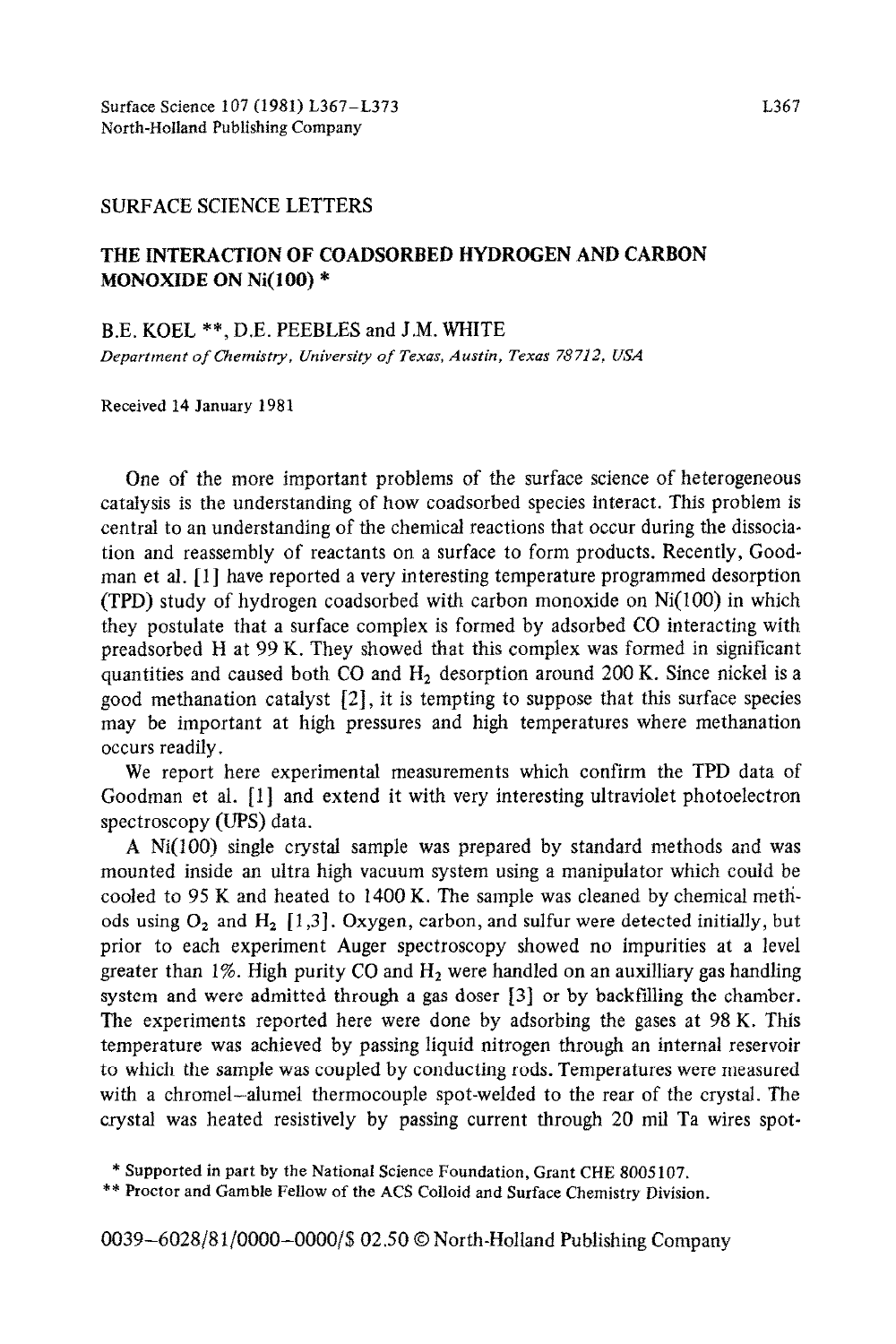SURFACE SCIENCE LETTERS

# THE INTERACTION OF COADSORBED HYDROGEN AND CARBON MONOXIDE ON Ni(100) *

B.E. KOEL **, D.E. PEEBLES and J.M. WHITE

*Department of Chemistry, University of Texas, Austin, Texas 78712, USA*

Received 14 January 1981

One of the more important problems of the surface science of heterogeneous catalysis is the understanding of how coadsorbed species interact. This problem is central to an understanding of the chemical reactions that occur during the dissociation and reassembly of reactants on a surface to form products. Recently, Goodman et al. [1] have reported a very interesting temperature programmed desorption (TPD) study of hydrogen coadsorbed with carbon monoxide on Ni(100) in which they postulate that a surface complex is formed by adsorbed CO interacting with preadsorbed H at 99 K. They showed that this complex was formed in significant quantities and caused both CO and $H_2$ desorption around 200 K. Since nickel is a good methanation catalyst [2], it is tempting to suppose that this surface species may be important at high pressures and high temperatures where methanation occurs readily.

We report here experimental measurements which confirm the TPD data of Goodman et al. [1] and extend it with very interesting ultraviolet photoelectron spectroscopy (UPS) data.

A Ni(100) single crystal sample was prepared by standard methods and was mounted inside an ultra high vacuum system using a manipulator which could be cooled to 95 K and heated to 1400 K. The sample was cleaned by chemical methods using $O_2$ and $H_2$ [1,3]. Oxygen, carbon, and sulfur were detected initially, but prior to each experiment Auger spectroscopy showed no impurities at a level greater than 1%. High purity CO and $H_2$ were handled on an auxilliary gas handling system and were admitted through a gas doser [3] or by backfilling the chamber. The experiments reported here were done by adsorbing the gases at 98 K. This temperature was achieved by passing liquid nitrogen through an internal reservoir to which the sample was coupled by conducting rods. Temperatures were measured with a chromel–alumel thermocouple spot-welded to the rear of the crystal. The crystal was heated resistively by passing current through 20 mil Ta wires spot-

* Supported in part by the National Science Foundation, Grant CHE 8005107.

** Proctor and Gamble Fellow of the ACS Colloid and Surface Chemistry Division.

0039–6028/81/0000–0000/$ 02.50 © North-Holland Publishing Company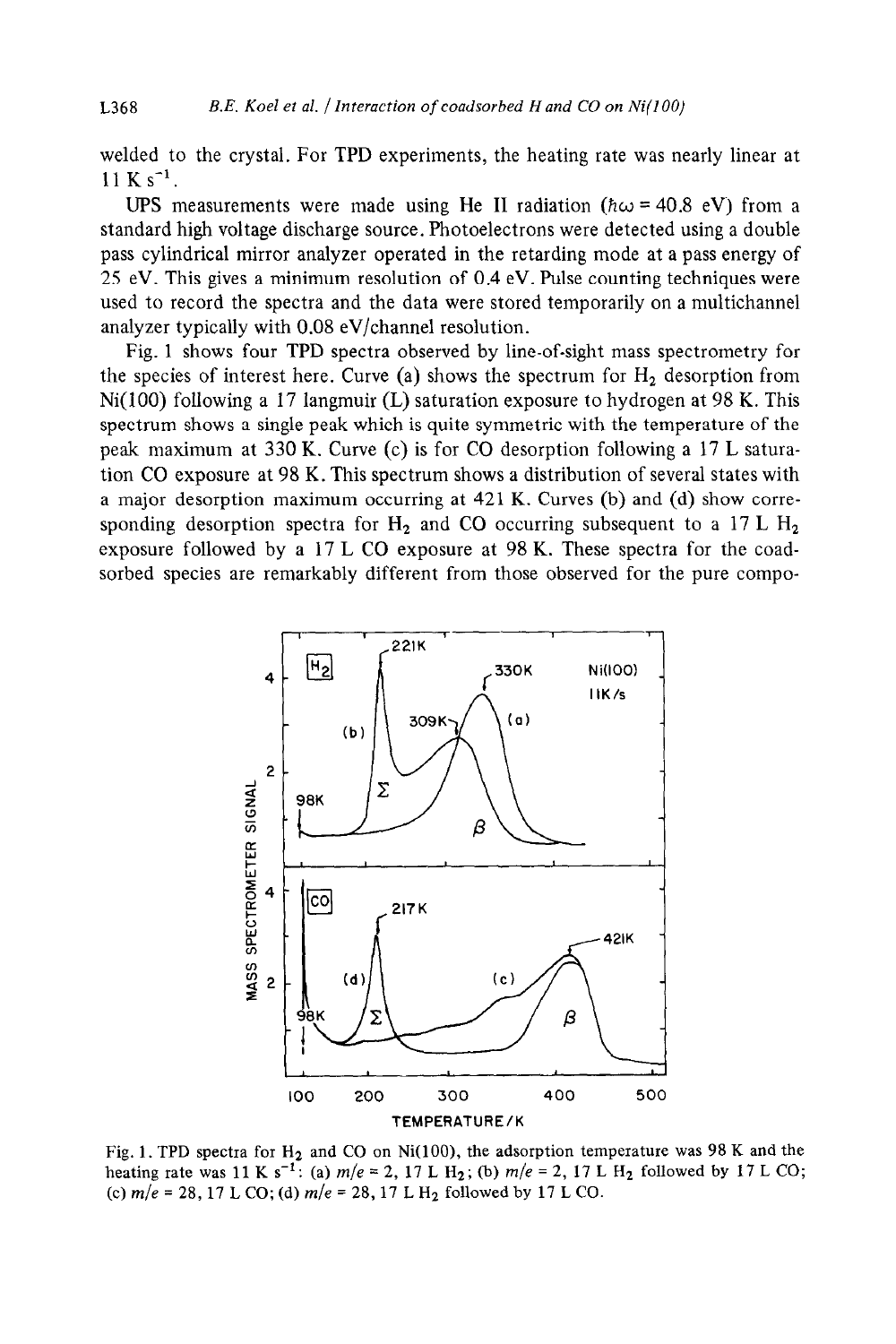welded to the crystal. For TPD experiments, the heating rate was nearly linear at 11 K $s^{-1}$.

UPS measurements were made using He II radiation ($\hbar\omega = 40.8$ eV) from a standard high voltage discharge source. Photoelectrons were detected using a double pass cylindrical mirror analyzer operated in the retarding mode at a pass energy of 25 eV. This gives a minimum resolution of 0.4 eV. Pulse counting techniques were used to record the spectra and the data were stored temporarily on a multichannel analyzer typically with 0.08 eV/channel resolution.

Fig. 1 shows four TPD spectra observed by line-of-sight mass spectrometry for the species of interest here. Curve (a) shows the spectrum for $H_2$ desorption from Ni(100) following a 17 langmuir (L) saturation exposure to hydrogen at 98 K. This spectrum shows a single peak which is quite symmetric with the temperature of the peak maximum at 330 K. Curve (c) is for CO desorption following a 17 L saturation CO exposure at 98 K. This spectrum shows a distribution of several states with a major desorption maximum occurring at 421 K. Curves (b) and (d) show corresponding desorption spectra for $H_2$ and CO occurring subsequent to a 17 L $H_2$ exposure followed by a 17 L CO exposure at 98 K. These spectra for the coadsorbed species are remarkably different from those observed for the pure compo-

Fig. 1. TPD spectra for $H_2$ and CO on Ni(100), the adsorption temperature was 98 K and the heating rate was 11 K $s^{-1}$: (a) $m/e = 2$, 17 L $H_2$; (b) $m/e = 2$, 17 L $H_2$ followed by 17 L CO; (c) $m/e = 28$, 17 L CO; (d) $m/e = 28$, 17 L $H_2$ followed by 17 L CO.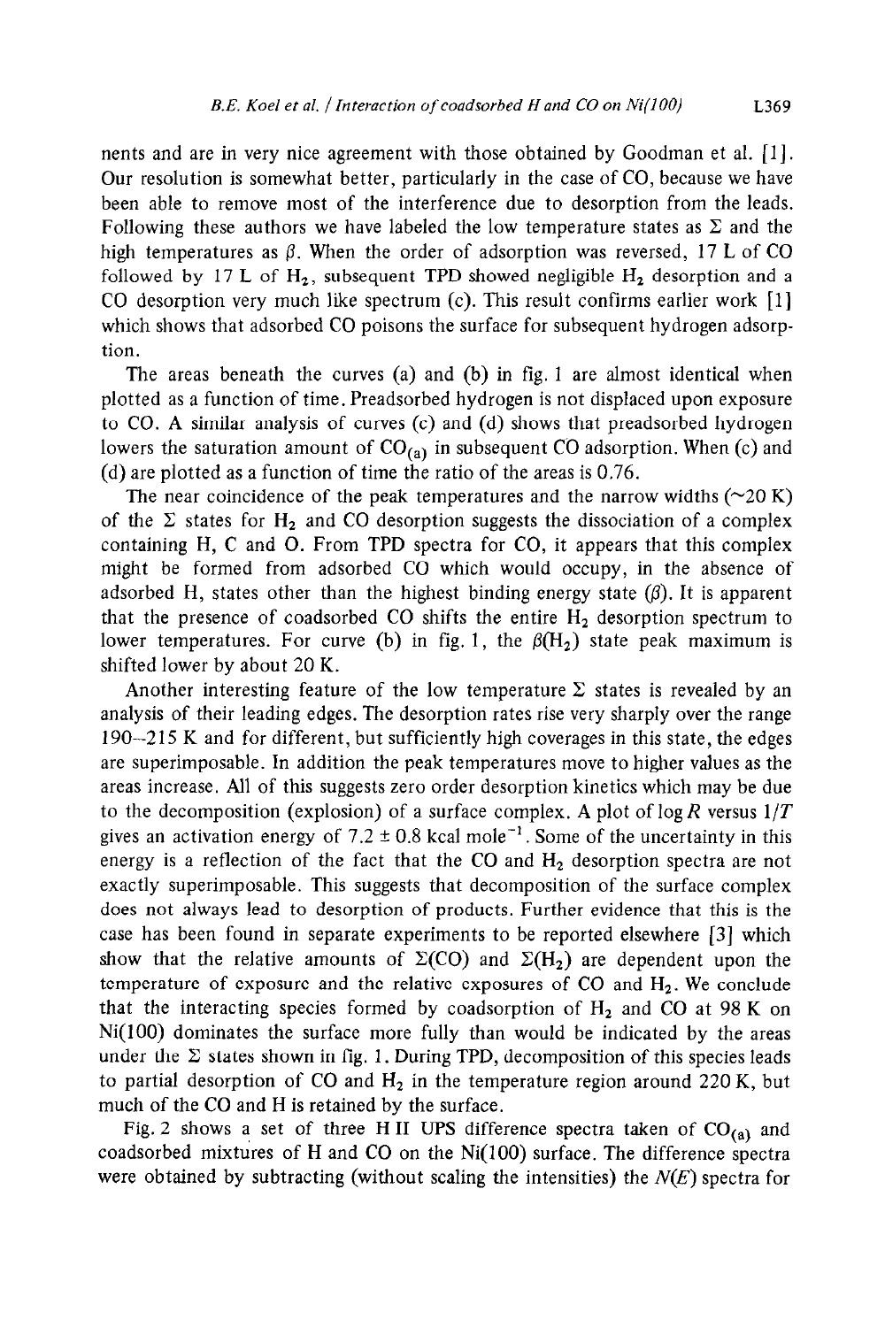nents and are in very nice agreement with those obtained by Goodman et al. [1]. Our resolution is somewhat better, particularly in the case of CO, because we have been able to remove most of the interference due to desorption from the leads. Following these authors we have labeled the low temperature states as $\Sigma$ and the high temperatures as $\beta$. When the order of adsorption was reversed, 17 L of CO followed by 17 L of $H_2$, subsequent TPD showed negligible $H_2$ desorption and a CO desorption very much like spectrum (c). This result confirms earlier work [1] which shows that adsorbed CO poisons the surface for subsequent hydrogen adsorption.

The areas beneath the curves (a) and (b) in fig. 1 are almost identical when plotted as a function of time. Preadsorbed hydrogen is not displaced upon exposure to CO. A similar analysis of curves (c) and (d) shows that preadsorbed hydrogen lowers the saturation amount of $CO_{(a)}$ in subsequent CO adsorption. When (c) and (d) are plotted as a function of time the ratio of the areas is 0.76.

The near coincidence of the peak temperatures and the narrow widths (~20 K) of the $\Sigma$ states for $H_2$ and CO desorption suggests the dissociation of a complex containing H, C and O. From TPD spectra for CO, it appears that this complex might be formed from adsorbed CO which would occupy, in the absence of adsorbed H, states other than the highest binding energy state ($\beta$). It is apparent that the presence of coadsorbed CO shifts the entire $H_2$ desorption spectrum to lower temperatures. For curve (b) in fig. 1, the $\beta(H_2)$ state peak maximum is shifted lower by about 20 K.

Another interesting feature of the low temperature $\Sigma$ states is revealed by an analysis of their leading edges. The desorption rates rise very sharply over the range 190–215 K and for different, but sufficiently high coverages in this state, the edges are superimposable. In addition the peak temperatures move to higher values as the areas increase. All of this suggests zero order desorption kinetics which may be due to the decomposition (explosion) of a surface complex. A plot of $\log R$ versus $1/T$ gives an activation energy of $7.2 \pm 0.8$ kcal mole$^{-1}$. Some of the uncertainty in this energy is a reflection of the fact that the CO and $H_2$ desorption spectra are not exactly superimposable. This suggests that decomposition of the surface complex does not always lead to desorption of products. Further evidence that this is the case has been found in separate experiments to be reported elsewhere [3] which show that the relative amounts of $\Sigma$(CO) and $\Sigma(H_2)$ are dependent upon the temperature of exposure and the relative exposures of CO and $H_2$. We conclude that the interacting species formed by coadsorption of $H_2$ and CO at 98 K on Ni(100) dominates the surface more fully than would be indicated by the areas under the $\Sigma$ states shown in fig. 1. During TPD, decomposition of this species leads to partial desorption of CO and $H_2$ in the temperature region around 220 K, but much of the CO and H is retained by the surface.

Fig. 2 shows a set of three H II UPS difference spectra taken of $CO_{(a)}$ and coadsorbed mixtures of H and CO on the Ni(100) surface. The difference spectra were obtained by subtracting (without scaling the intensities) the $N(E)$ spectra for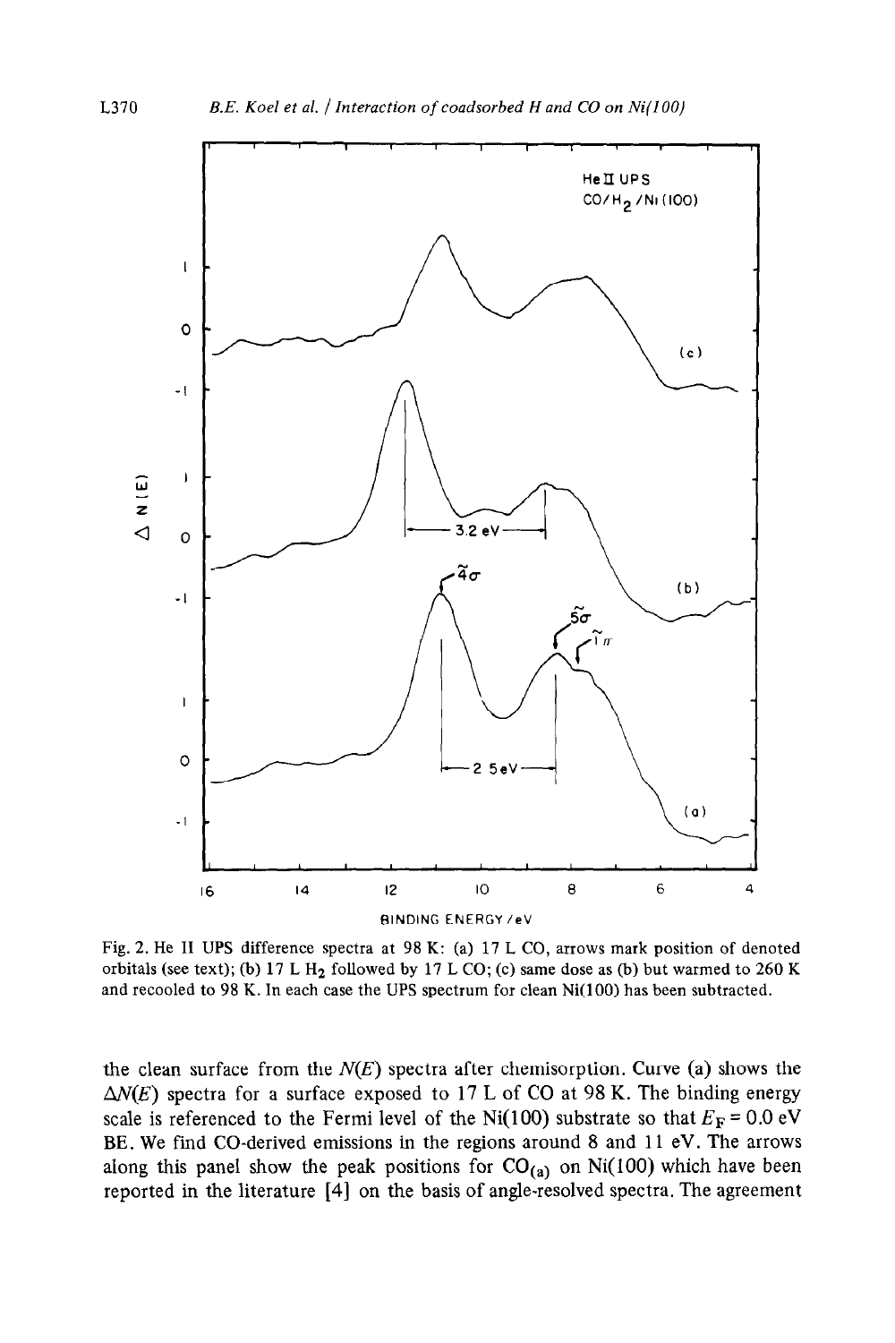Fig. 2. He II UPS difference spectra at 98 K: (a) 17 L CO, arrows mark position of denoted orbitals (see text); (b) 17 L $H_2$ followed by 17 L CO; (c) same dose as (b) but warmed to 260 K and recooled to 98 K. In each case the UPS spectrum for clean Ni(100) has been subtracted.

the clean surface from the $N(E)$ spectra after chemisorption. Curve (a) shows the $\Delta N(E)$ spectra for a surface exposed to 17 L of CO at 98 K. The binding energy scale is referenced to the Fermi level of the Ni(100) substrate so that $E_F = 0.0$ eV BE. We find CO-derived emissions in the regions around 8 and 11 eV. The arrows along this panel show the peak positions for $CO_{(a)}$ on Ni(100) which have been reported in the literature [4] on the basis of angle-resolved spectra. The agreement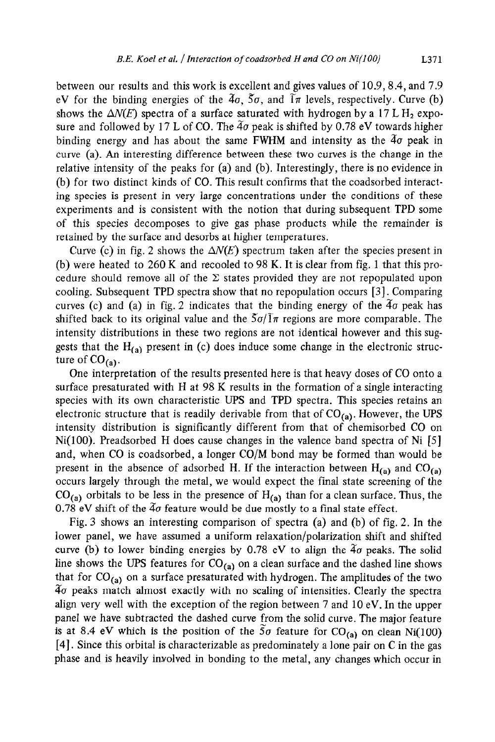between our results and this work is excellent and gives values of 10.9, 8.4, and 7.9 eV for the binding energies of the $\tilde{4}\sigma$, $\tilde{5}\sigma$, and $\tilde{1}\pi$ levels, respectively. Curve (b) shows the $\Delta N(E)$ spectra of a surface saturated with hydrogen by a 17 L $H_2$ exposure and followed by 17 L of CO. The $\tilde{4}\sigma$ peak is shifted by 0.78 eV towards higher binding energy and has about the same FWHM and intensity as the $\tilde{4}\sigma$ peak in curve (a). An interesting difference between these two curves is the change in the relative intensity of the peaks for (a) and (b). Interestingly, there is no evidence in (b) for two distinct kinds of CO. This result confirms that the coadsorbed interacting species is present in very large concentrations under the conditions of these experiments and is consistent with the notion that during subsequent TPD some of this species decomposes to give gas phase products while the remainder is retained by the surface and desorbs at higher temperatures.

Curve (c) in fig. 2 shows the $\Delta N(E)$ spectrum taken after the species present in (b) were heated to 260 K and recooled to 98 K. It is clear from fig. 1 that this procedure should remove all of the $\Sigma$ states provided they are not repopulated upon cooling. Subsequent TPD spectra show that no repopulation occurs [3]. Comparing curves (c) and (a) in fig. 2 indicates that the binding energy of the $\tilde{4}\sigma$ peak has shifted back to its original value and the $\tilde{5}\sigma/\tilde{1}\pi$ regions are more comparable. The intensity distributions in these two regions are not identical however and this suggests that the $H_{(a)}$ present in (c) does induce some change in the electronic structure of $CO_{(a)}$.

One interpretation of the results presented here is that heavy doses of CO onto a surface presaturated with H at 98 K results in the formation of a single interacting species with its own characteristic UPS and TPD spectra. This species retains an electronic structure that is readily derivable from that of $CO_{(a)}$. However, the UPS intensity distribution is significantly different from that of chemisorbed CO on Ni(100). Preadsorbed H does cause changes in the valence band spectra of Ni [5] and, when CO is coadsorbed, a longer CO/M bond may be formed than would be present in the absence of adsorbed H. If the interaction between $H_{(a)}$ and $CO_{(a)}$ occurs largely through the metal, we would expect the final state screening of the $CO_{(a)}$ orbitals to be less in the presence of $H_{(a)}$ than for a clean surface. Thus, the 0.78 eV shift of the $\tilde{4}\sigma$ feature would be due mostly to a final state effect.

Fig. 3 shows an interesting comparison of spectra (a) and (b) of fig. 2. In the lower panel, we have assumed a uniform relaxation/polarization shift and shifted curve (b) to lower binding energies by 0.78 eV to align the $\tilde{4}\sigma$ peaks. The solid line shows the UPS features for $CO_{(a)}$ on a clean surface and the dashed line shows that for $CO_{(a)}$ on a surface presaturated with hydrogen. The amplitudes of the two $\tilde{4}\sigma$ peaks match almost exactly with no scaling of intensities. Clearly the spectra align very well with the exception of the region between 7 and 10 eV. In the upper panel we have subtracted the dashed curve from the solid curve. The major feature is at 8.4 eV which is the position of the $\tilde{5}\sigma$ feature for $CO_{(a)}$ on clean Ni(100) [4]. Since this orbital is characterizable as predominately a lone pair on C in the gas phase and is heavily involved in bonding to the metal, any changes which occur in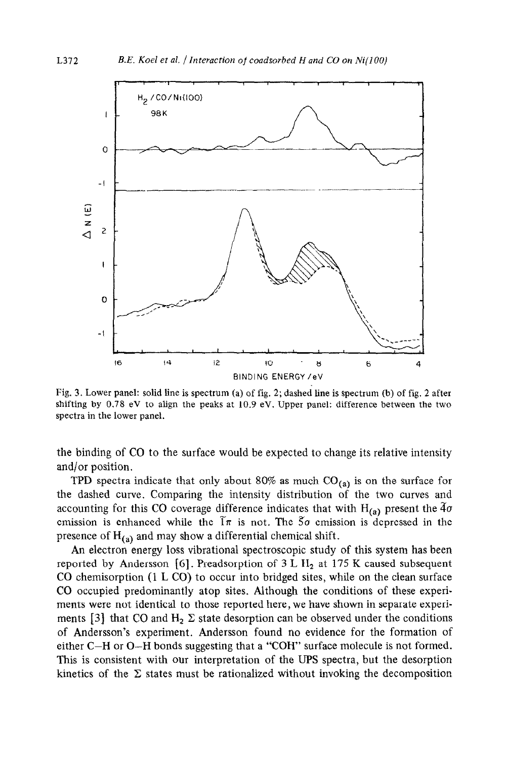Fig. 3. Lower panel: solid line is spectrum (a) of fig. 2; dashed line is spectrum (b) of fig. 2 after shifting by 0.78 eV to align the peaks at 10.9 eV. Upper panel: difference between the two spectra in the lower panel.

the binding of CO to the surface would be expected to change its relative intensity and/or position.

TPD spectra indicate that only about 80% as much $CO_{(a)}$ is on the surface for the dashed curve. Comparing the intensity distribution of the two curves and accounting for this CO coverage difference indicates that with $H_{(a)}$ present the $\tilde{4}\sigma$ emission is enhanced while the $\tilde{1}\pi$ is not. The $\tilde{5}\sigma$ emission is depressed in the presence of $H_{(a)}$ and may show a differential chemical shift.

An electron energy loss vibrational spectroscopic study of this system has been reported by Andersson [6]. Preadsorption of 3 L $H_2$ at 175 K caused subsequent CO chemisorption (1 L CO) to occur into bridged sites, while on the clean surface CO occupied predominantly atop sites. Although the conditions of these experiments were not identical to those reported here, we have shown in separate experiments [3] that CO and $H_2$ $\Sigma$ state desorption can be observed under the conditions of Andersson's experiment. Andersson found no evidence for the formation of either C–H or O–H bonds suggesting that a "COH" surface molecule is not formed. This is consistent with our interpretation of the UPS spectra, but the desorption kinetics of the $\Sigma$ states must be rationalized without invoking the decomposition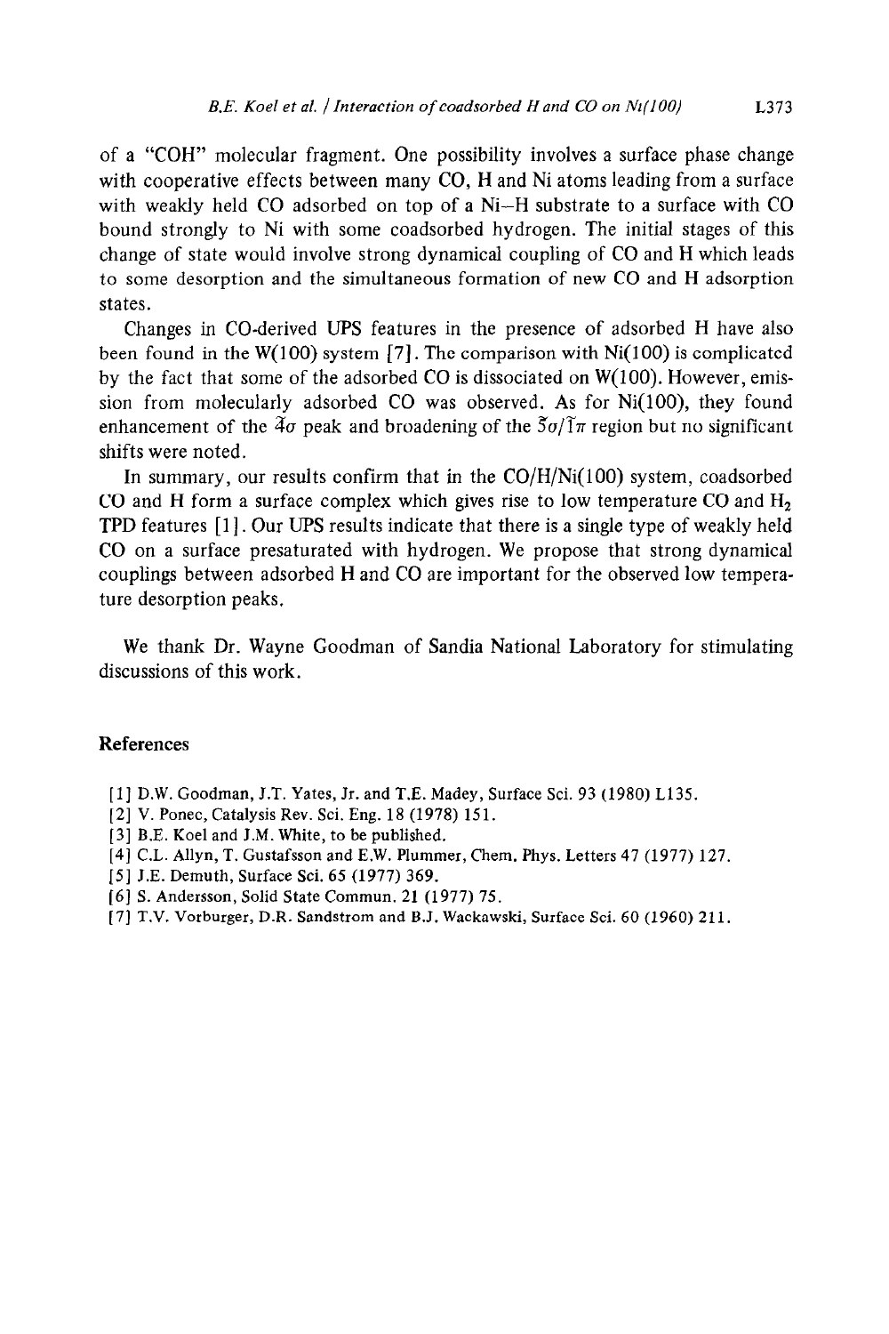of a "COH" molecular fragment. One possibility involves a surface phase change with cooperative effects between many CO, H and Ni atoms leading from a surface with weakly held CO adsorbed on top of a Ni–H substrate to a surface with CO bound strongly to Ni with some coadsorbed hydrogen. The initial stages of this change of state would involve strong dynamical coupling of CO and H which leads to some desorption and the simultaneous formation of new CO and H adsorption states.

Changes in CO-derived UPS features in the presence of adsorbed H have also been found in the W(100) system [7]. The comparison with Ni(100) is complicated by the fact that some of the adsorbed CO is dissociated on W(100). However, emission from molecularly adsorbed CO was observed. As for Ni(100), they found enhancement of the $\tilde{4}\sigma$ peak and broadening of the $\tilde{5}\sigma/\tilde{1}\pi$ region but no significant shifts were noted.

In summary, our results confirm that in the CO/H/Ni(100) system, coadsorbed CO and H form a surface complex which gives rise to low temperature CO and $H_2$ TPD features [1]. Our UPS results indicate that there is a single type of weakly held CO on a surface presaturated with hydrogen. We propose that strong dynamical couplings between adsorbed H and CO are important for the observed low temperature desorption peaks.

We thank Dr. Wayne Goodman of Sandia National Laboratory for stimulating discussions of this work.

## References

[1] D.W. Goodman, J.T. Yates, Jr. and T.E. Madey, Surface Sci. 93 (1980) L135.

[2] V. Ponec, Catalysis Rev. Sci. Eng. 18 (1978) 151.

[3] B.E. Koel and J.M. White, to be published.

[4] C.L. Allyn, T. Gustafsson and E.W. Plummer, Chem. Phys. Letters 47 (1977) 127.

[5] J.E. Demuth, Surface Sci. 65 (1977) 369.

[6] S. Andersson, Solid State Commun. 21 (1977) 75.

[7] T.V. Vorburger, D.R. Sandstrom and B.J. Wackawski, Surface Sci. 60 (1960) 211.